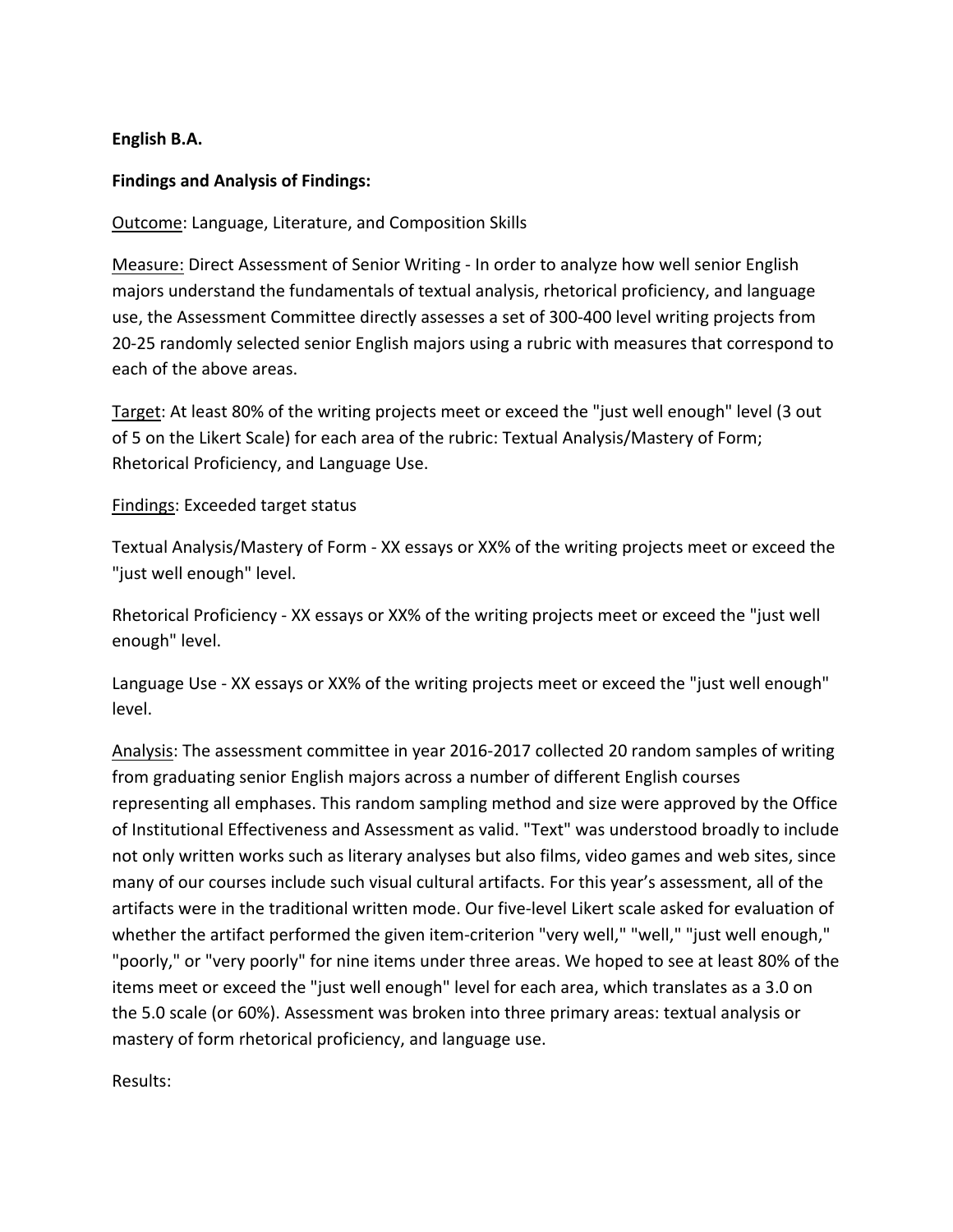**English B.A.**

**Findings and Analysis of Findings:**

Outcome: Language, Literature, and Composition Skills

Measure: Direct Assessment of Senior Writing - In order to analyze how well senior English majors understand the fundamentals of textual analysis, rhetorical proficiency, and language use, the Assessment Committee directly assesses a set of 300-400 level writing projects from 20-25 randomly selected senior English majors using a rubric with measures that correspond to each of the above areas.

Target: At least 80% of the writing projects meet or exceed the "just well enough" level (3 out of 5 on the Likert Scale) for each area of the rubric: Textual Analysis/Mastery of Form; Rhetorical Proficiency, and Language Use.

Findings: Exceeded target status

Textual Analysis/Mastery of Form - XX essays or XX% of the writing projects meet or exceed the "just well enough" level.

Rhetorical Proficiency - XX essays or XX% of the writing projects meet or exceed the "just well enough" level.

Language Use - XX essays or XX% of the writing projects meet or exceed the "just well enough" level.

Analysis: The assessment committee in year 2016-2017 collected 20 random samples of writing from graduating senior English majors across a number of different English courses representing all emphases. This random sampling method and size were approved by the Office of Institutional Effectiveness and Assessment as valid. "Text" was understood broadly to include not only written works such as literary analyses but also films, video games and web sites, since many of our courses include such visual cultural artifacts. For this year's assessment, all of the artifacts were in the traditional written mode. Our five-level Likert scale asked for evaluation of whether the artifact performed the given item-criterion "very well," "well," "just well enough," "poorly," or "very poorly" for nine items under three areas. We hoped to see at least 80% of the items meet or exceed the "just well enough" level for each area, which translates as a 3.0 on the 5.0 scale (or 60%). Assessment was broken into three primary areas: textual analysis or mastery of form rhetorical proficiency, and language use.

Results: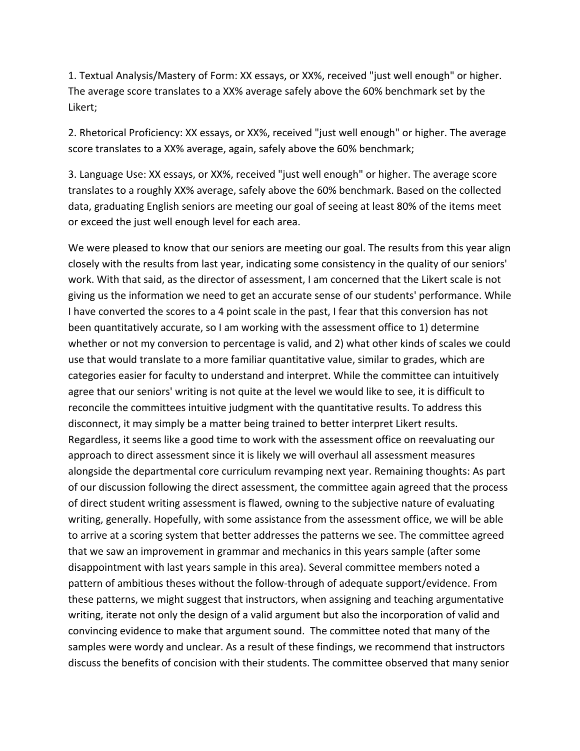1. Textual Analysis/Mastery of Form: XX essays, or XX%, received "just well enough" or higher. The average score translates to a XX% average safely above the 60% benchmark set by the Likert;

2. Rhetorical Proficiency: XX essays, or XX%, received "just well enough" or higher. The average score translates to a XX% average, again, safely above the 60% benchmark;

3. Language Use: XX essays, or XX%, received "just well enough" or higher. The average score translates to a roughly XX% average, safely above the 60% benchmark. Based on the collected data, graduating English seniors are meeting our goal of seeing at least 80% of the items meet or exceed the just well enough level for each area.

We were pleased to know that our seniors are meeting our goal. The results from this year align closely with the results from last year, indicating some consistency in the quality of our seniors' work. With that said, as the director of assessment, I am concerned that the Likert scale is not giving us the information we need to get an accurate sense of our students' performance. While I have converted the scores to a 4 point scale in the past, I fear that this conversion has not been quantitatively accurate, so I am working with the assessment office to 1) determine whether or not my conversion to percentage is valid, and 2) what other kinds of scales we could use that would translate to a more familiar quantitative value, similar to grades, which are categories easier for faculty to understand and interpret. While the committee can intuitively agree that our seniors' writing is not quite at the level we would like to see, it is difficult to reconcile the committees intuitive judgment with the quantitative results. To address this disconnect, it may simply be a matter being trained to better interpret Likert results. Regardless, it seems like a good time to work with the assessment office on reevaluating our approach to direct assessment since it is likely we will overhaul all assessment measures alongside the departmental core curriculum revamping next year. Remaining thoughts: As part of our discussion following the direct assessment, the committee again agreed that the process of direct student writing assessment is flawed, owning to the subjective nature of evaluating writing, generally. Hopefully, with some assistance from the assessment office, we will be able to arrive at a scoring system that better addresses the patterns we see. The committee agreed that we saw an improvement in grammar and mechanics in this years sample (after some disappointment with last years sample in this area). Several committee members noted a pattern of ambitious theses without the follow-through of adequate support/evidence. From these patterns, we might suggest that instructors, when assigning and teaching argumentative writing, iterate not only the design of a valid argument but also the incorporation of valid and convincing evidence to make that argument sound. The committee noted that many of the samples were wordy and unclear. As a result of these findings, we recommend that instructors discuss the benefits of concision with their students. The committee observed that many senior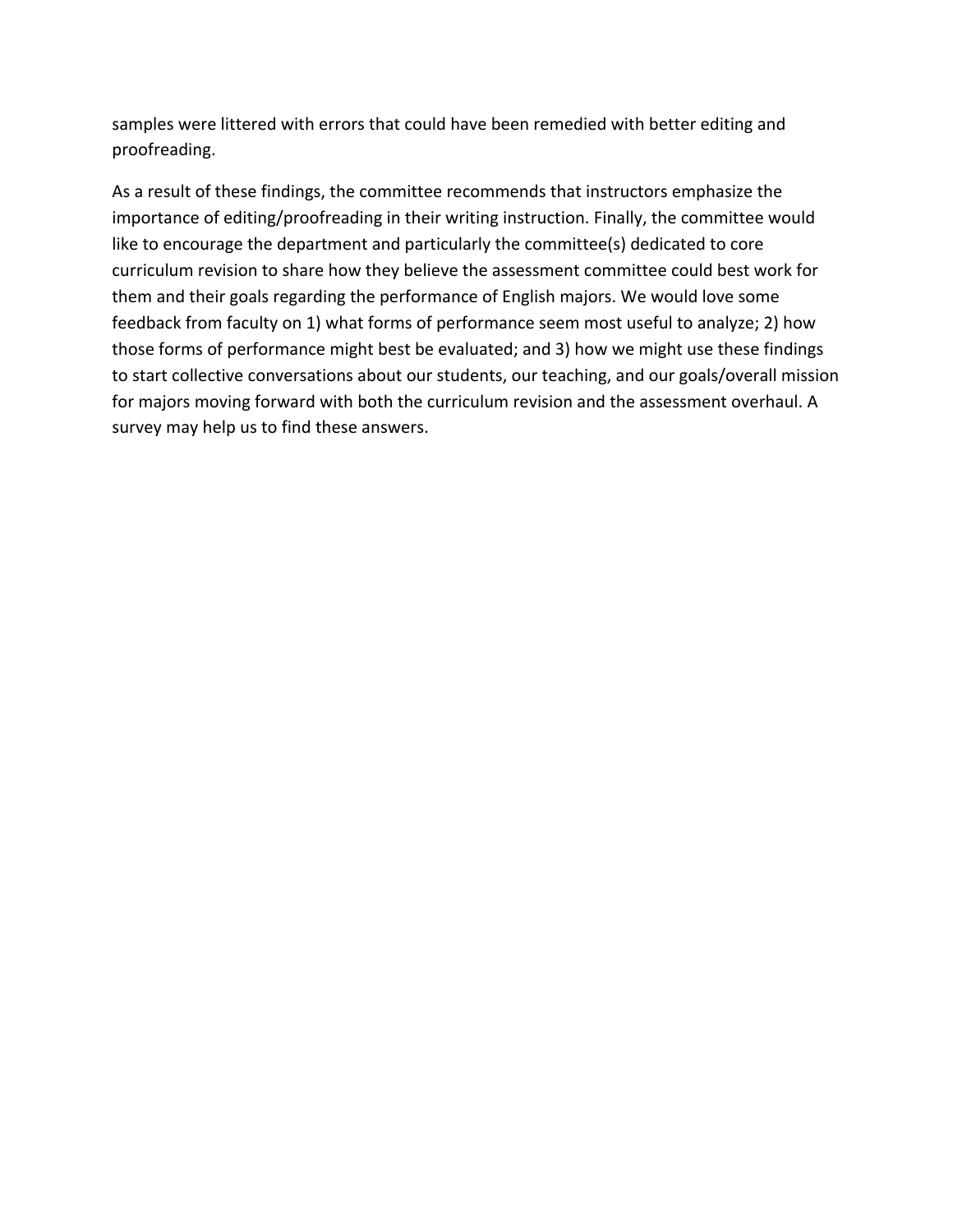samples were littered with errors that could have been remedied with better editing and proofreading.

As a result of these findings, the committee recommends that instructors emphasize the importance of editing/proofreading in their writing instruction. Finally, the committee would like to encourage the department and particularly the committee(s) dedicated to core curriculum revision to share how they believe the assessment committee could best work for them and their goals regarding the performance of English majors. We would love some feedback from faculty on 1) what forms of performance seem most useful to analyze; 2) how those forms of performance might best be evaluated; and 3) how we might use these findings to start collective conversations about our students, our teaching, and our goals/overall mission for majors moving forward with both the curriculum revision and the assessment overhaul. A survey may help us to find these answers.